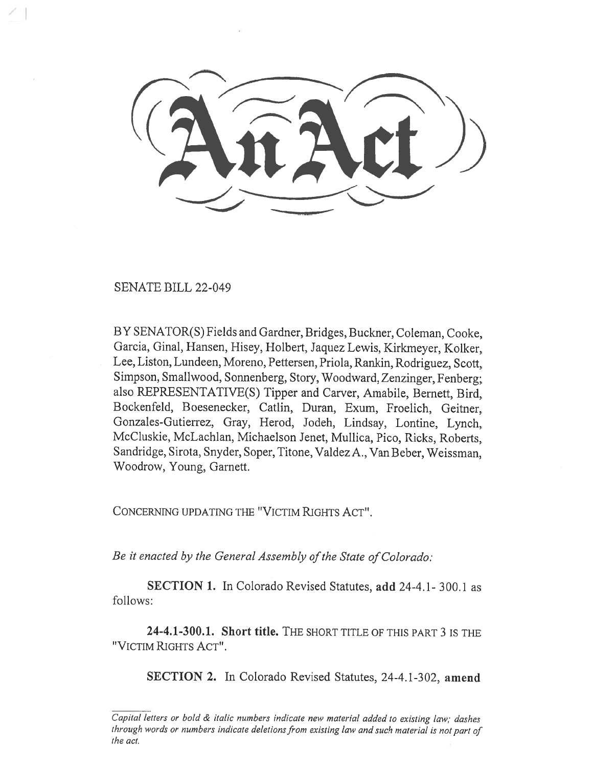# An Act

SENATE BILL 22-049

BY SENATOR(S) Fields and Gardner, Bridges, Buckner, Coleman, Cooke, Garcia, Ginal, Hansen, Hisey, Holbert, Jaquez Lewis, Kirkmeyer, Kolker, Lee, Liston, Lundeen, Moreno, Pettersen, Priola, Rankin, Rodriguez, Scott, Simpson, Smallwood, Sonnenberg, Story, Woodward, Zenzinger, Fenberg; also REPRESENTATIVE(S) Tipper and Carver, Amabile, Bernett, Bird, Bockenfeld, Boesenecker, Catlin, Duran, Exum, Froelich, Geitner, Gonzales-Gutierrez, Gray, Herod, Jodeh, Lindsay, Lontine, Lynch, McCluskie, McLachlan, Michaelson Jenet, Mullica, Pico, Ricks, Roberts, Sandridge, Sirota, Snyder, Soper, Titone, Valdez A., Van Beber, Weissman, Woodrow, Young, Garnett.

CONCERNING UPDATING THE "VICTIM RIGHTS ACT".

*Be it enacted by the General Assembly of the State of Colorado:*

**SECTION 1.** In Colorado Revised Statutes, **add** 24-4.1- 300.1 as follows:

**24-4.1-300.1. Short title.** THE SHORT TITLE OF THIS PART 3 IS THE "VICTIM RIGHTS ACT".

**SECTION 2.** In Colorado Revised Statutes, 24-4.1-302, **amend**

*Capital letters or bold & italic numbers indicate new material added to existing law; dashes through words or numbers indicate deletions from existing law and such material is not part of the act.*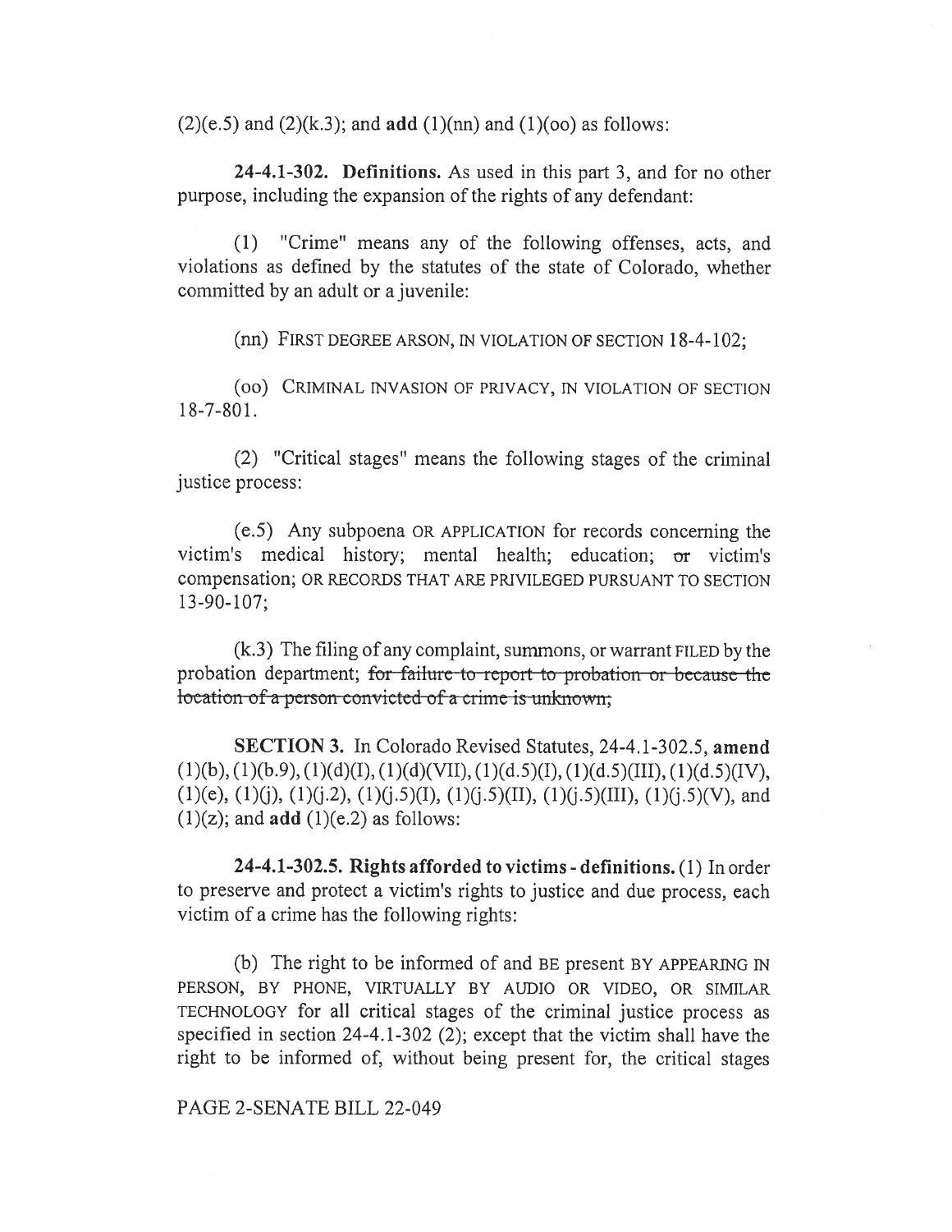(2)(e.5) and (2)(k.3); and **add** (1)(nn) and (1)(oo) as follows:

**24-4.1-302. Definitions.** As used in this part 3, and for no other purpose, including the expansion of the rights of any defendant:

(1) "Crime" means any of the following offenses, acts, and violations as defined by the statutes of the state of Colorado, whether committed by an adult or a juvenile:

(nn) FIRST DEGREE ARSON, IN VIOLATION OF SECTION 18-4-102;

(oo) CRIMINAL INVASION OF PRIVACY, IN VIOLATION OF SECTION 18-7-801.

(2) "Critical stages" means the following stages of the criminal justice process:

(e.5) Any subpoena OR APPLICATION for records concerning the victim's medical history; mental health; education; ~~or~~ victim's compensation; OR RECORDS THAT ARE PRIVILEGED PURSUANT TO SECTION 13-90-107;

(k.3) The filing of any complaint, summons, or warrant FILED by the probation department; ~~for failure to report to probation or because the location of a person convicted of a crime is unknown;~~

**SECTION 3.** In Colorado Revised Statutes, 24-4.1-302.5, **amend** (1)(b), (1)(b.9), (1)(d)(I), (1)(d)(VII), (1)(d.5)(I), (1)(d.5)(III), (1)(d.5)(IV), (1)(e), (1)(j), (1)(j.2), (1)(j.5)(I), (1)(j.5)(II), (1)(j.5)(III), (1)(j.5)(V), and (1)(z); and **add** (1)(e.2) as follows:

**24-4.1-302.5. Rights afforded to victims - definitions.** (1) In order to preserve and protect a victim's rights to justice and due process, each victim of a crime has the following rights:

(b) The right to be informed of and BE present BY APPEARING IN PERSON, BY PHONE, VIRTUALLY BY AUDIO OR VIDEO, OR SIMILAR TECHNOLOGY for all critical stages of the criminal justice process as specified in section 24-4.1-302 (2); except that the victim shall have the right to be informed of, without being present for, the critical stages

PAGE 2-SENATE BILL 22-049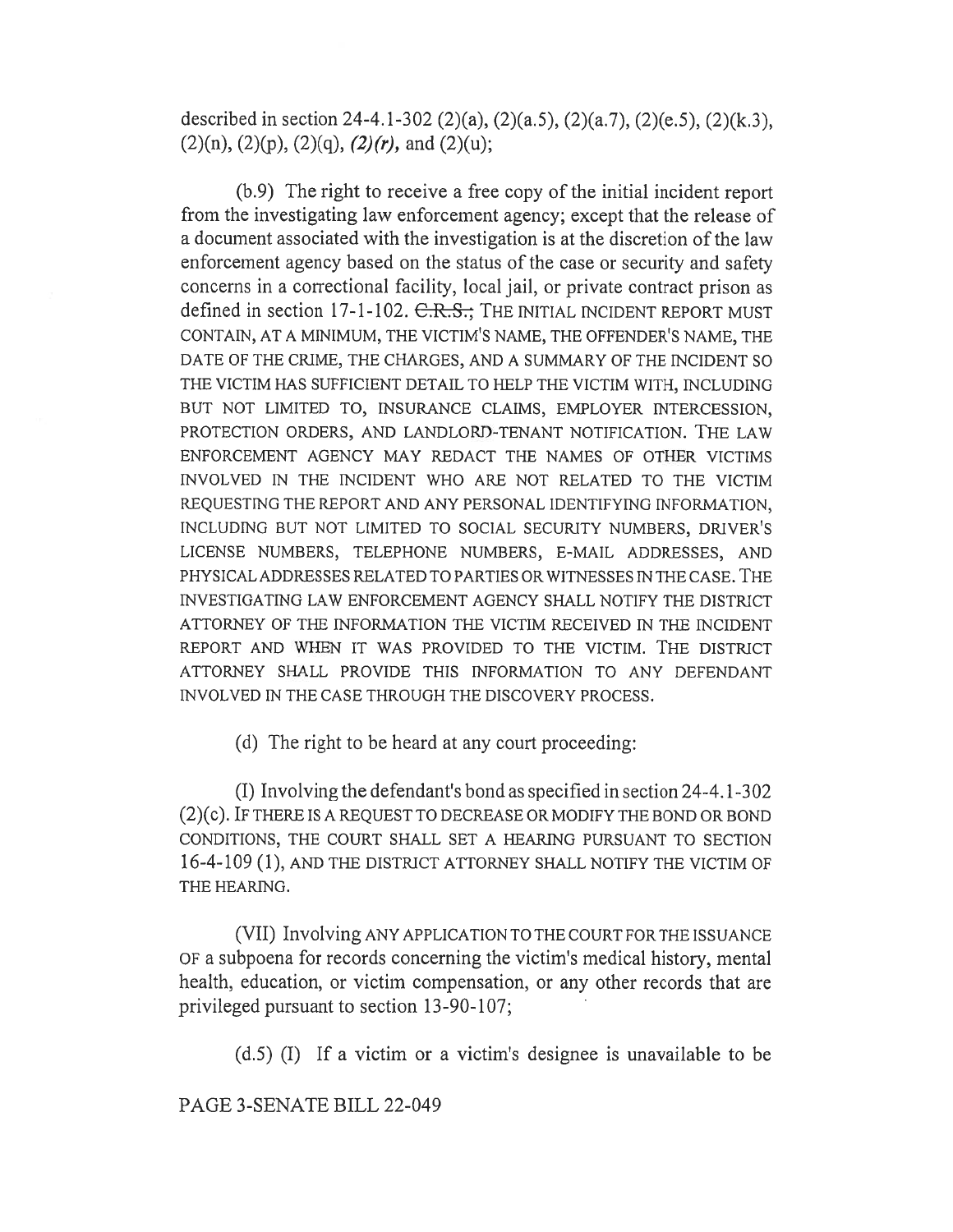described in section 24-4.1-302 (2)(a), (2)(a.5), (2)(a.7), (2)(e.5), (2)(k.3), (2)(n), (2)(p), (2)(q), *(2)(r),* and (2)(u);

(b.9) The right to receive a free copy of the initial incident report from the investigating law enforcement agency; except that the release of a document associated with the investigation is at the discretion of the law enforcement agency based on the status of the case or security and safety concerns in a correctional facility, local jail, or private contract prison as defined in section 17-1-102. ~~C.R.S.;~~ THE INITIAL INCIDENT REPORT MUST CONTAIN, AT A MINIMUM, THE VICTIM'S NAME, THE OFFENDER'S NAME, THE DATE OF THE CRIME, THE CHARGES, AND A SUMMARY OF THE INCIDENT SO THE VICTIM HAS SUFFICIENT DETAIL TO HELP THE VICTIM WITH, INCLUDING BUT NOT LIMITED TO, INSURANCE CLAIMS, EMPLOYER INTERCESSION, PROTECTION ORDERS, AND LANDLORD-TENANT NOTIFICATION. THE LAW ENFORCEMENT AGENCY MAY REDACT THE NAMES OF OTHER VICTIMS INVOLVED IN THE INCIDENT WHO ARE NOT RELATED TO THE VICTIM REQUESTING THE REPORT AND ANY PERSONAL IDENTIFYING INFORMATION, INCLUDING BUT NOT LIMITED TO SOCIAL SECURITY NUMBERS, DRIVER'S LICENSE NUMBERS, TELEPHONE NUMBERS, E-MAIL ADDRESSES, AND PHYSICAL ADDRESSES RELATED TO PARTIES OR WITNESSES IN THE CASE. THE INVESTIGATING LAW ENFORCEMENT AGENCY SHALL NOTIFY THE DISTRICT ATTORNEY OF THE INFORMATION THE VICTIM RECEIVED IN THE INCIDENT REPORT AND WHEN IT WAS PROVIDED TO THE VICTIM. THE DISTRICT ATTORNEY SHALL PROVIDE THIS INFORMATION TO ANY DEFENDANT INVOLVED IN THE CASE THROUGH THE DISCOVERY PROCESS.

(d) The right to be heard at any court proceeding:

(I) Involving the defendant's bond as specified in section 24-4.1-302 (2)(c). IF THERE IS A REQUEST TO DECREASE OR MODIFY THE BOND OR BOND CONDITIONS, THE COURT SHALL SET A HEARING PURSUANT TO SECTION 16-4-109 (1), AND THE DISTRICT ATTORNEY SHALL NOTIFY THE VICTIM OF THE HEARING.

(VII) Involving ANY APPLICATION TO THE COURT FOR THE ISSUANCE OF a subpoena for records concerning the victim's medical history, mental health, education, or victim compensation, or any other records that are privileged pursuant to section 13-90-107;

(d.5) (I) If a victim or a victim's designee is unavailable to be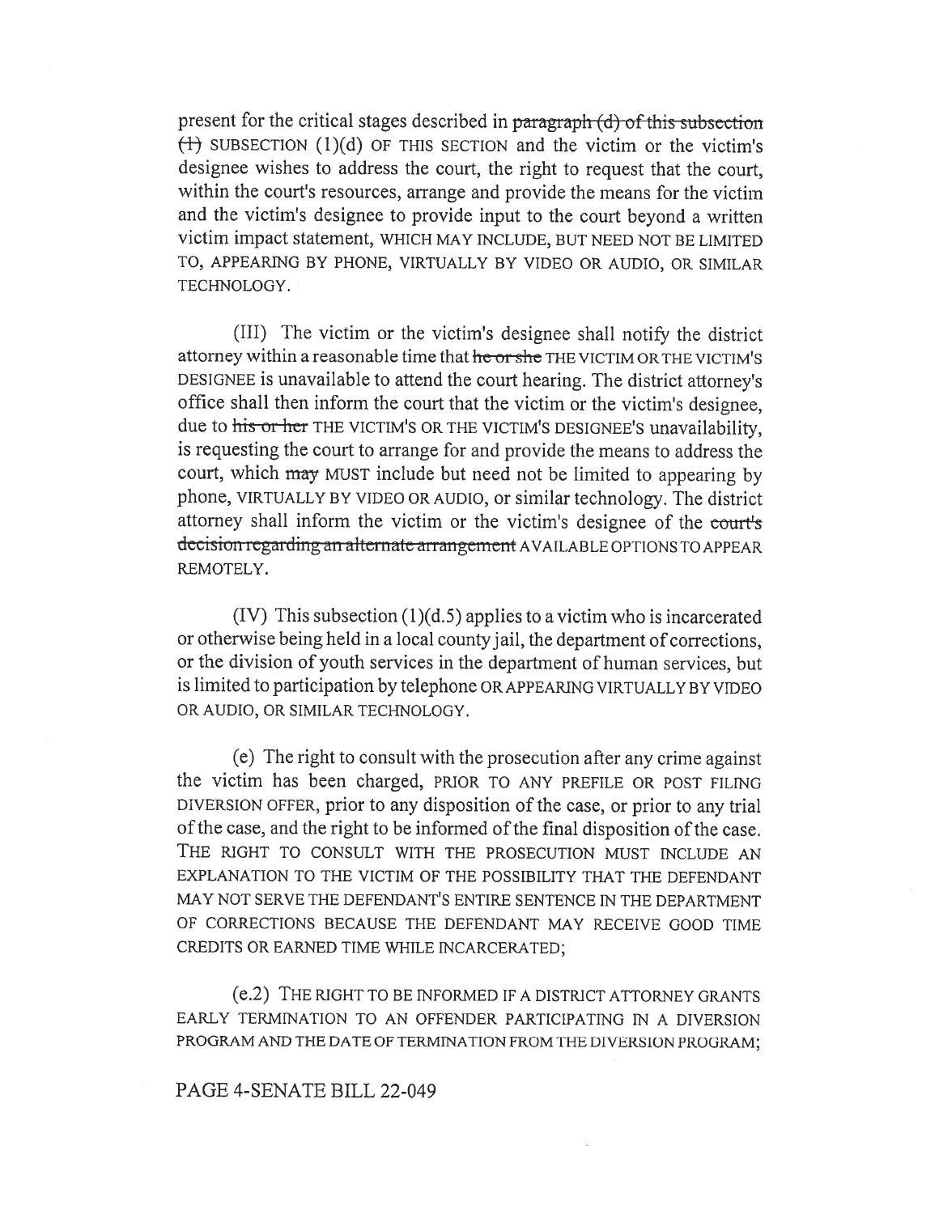present for the critical stages described in ~~paragraph (d) of this subsection (1)~~ SUBSECTION (1)(d) OF THIS SECTION and the victim or the victim's designee wishes to address the court, the right to request that the court, within the court's resources, arrange and provide the means for the victim and the victim's designee to provide input to the court beyond a written victim impact statement, WHICH MAY INCLUDE, BUT NEED NOT BE LIMITED TO, APPEARING BY PHONE, VIRTUALLY BY VIDEO OR AUDIO, OR SIMILAR TECHNOLOGY.

(III) The victim or the victim's designee shall notify the district attorney within a reasonable time that ~~he or she~~ THE VICTIM OR THE VICTIM'S DESIGNEE is unavailable to attend the court hearing. The district attorney's office shall then inform the court that the victim or the victim's designee, due to ~~his or her~~ THE VICTIM'S OR THE VICTIM'S DESIGNEE'S unavailability, is requesting the court to arrange for and provide the means to address the court, which ~~may~~ MUST include but need not be limited to appearing by phone, VIRTUALLY BY VIDEO OR AUDIO, or similar technology. The district attorney shall inform the victim or the victim's designee of the ~~court's decision regarding an alternate arrangement~~ AVAILABLE OPTIONS TO APPEAR REMOTELY.

(IV) This subsection (1)(d.5) applies to a victim who is incarcerated or otherwise being held in a local county jail, the department of corrections, or the division of youth services in the department of human services, but is limited to participation by telephone OR APPEARING VIRTUALLY BY VIDEO OR AUDIO, OR SIMILAR TECHNOLOGY.

(e) The right to consult with the prosecution after any crime against the victim has been charged, PRIOR TO ANY PREFILE OR POST FILING DIVERSION OFFER, prior to any disposition of the case, or prior to any trial of the case, and the right to be informed of the final disposition of the case. THE RIGHT TO CONSULT WITH THE PROSECUTION MUST INCLUDE AN EXPLANATION TO THE VICTIM OF THE POSSIBILITY THAT THE DEFENDANT MAY NOT SERVE THE DEFENDANT'S ENTIRE SENTENCE IN THE DEPARTMENT OF CORRECTIONS BECAUSE THE DEFENDANT MAY RECEIVE GOOD TIME CREDITS OR EARNED TIME WHILE INCARCERATED;

(e.2) THE RIGHT TO BE INFORMED IF A DISTRICT ATTORNEY GRANTS EARLY TERMINATION TO AN OFFENDER PARTICIPATING IN A DIVERSION PROGRAM AND THE DATE OF TERMINATION FROM THE DIVERSION PROGRAM;

PAGE 4-SENATE BILL 22-049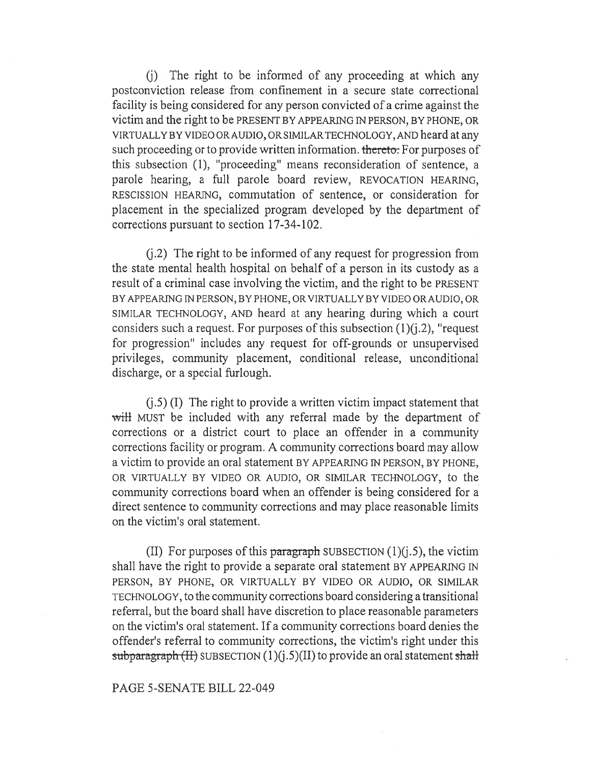(j) The right to be informed of any proceeding at which any postconviction release from confinement in a secure state correctional facility is being considered for any person convicted of a crime against the victim and the right to be PRESENT BY APPEARING IN PERSON, BY PHONE, OR VIRTUALLY BY VIDEO OR AUDIO, OR SIMILAR TECHNOLOGY, AND heard at any such proceeding or to provide written information. ~~thereto.~~ For purposes of this subsection (1), "proceeding" means reconsideration of sentence, a parole hearing, a full parole board review, REVOCATION HEARING, RESCISSION HEARING, commutation of sentence, or consideration for placement in the specialized program developed by the department of corrections pursuant to section 17-34-102.

(j.2) The right to be informed of any request for progression from the state mental health hospital on behalf of a person in its custody as a result of a criminal case involving the victim, and the right to be PRESENT BY APPEARING IN PERSON, BY PHONE, OR VIRTUALLY BY VIDEO OR AUDIO, OR SIMILAR TECHNOLOGY, AND heard at any hearing during which a court considers such a request. For purposes of this subsection (1)(j.2), "request for progression" includes any request for off-grounds or unsupervised privileges, community placement, conditional release, unconditional discharge, or a special furlough.

(j.5) (I) The right to provide a written victim impact statement that ~~will~~ MUST be included with any referral made by the department of corrections or a district court to place an offender in a community corrections facility or program. A community corrections board may allow a victim to provide an oral statement BY APPEARING IN PERSON, BY PHONE, OR VIRTUALLY BY VIDEO OR AUDIO, OR SIMILAR TECHNOLOGY, to the community corrections board when an offender is being considered for a direct sentence to community corrections and may place reasonable limits on the victim's oral statement.

(II) For purposes of this ~~paragraph~~ SUBSECTION (1)(j.5), the victim shall have the right to provide a separate oral statement BY APPEARING IN PERSON, BY PHONE, OR VIRTUALLY BY VIDEO OR AUDIO, OR SIMILAR TECHNOLOGY, to the community corrections board considering a transitional referral, but the board shall have discretion to place reasonable parameters on the victim's oral statement. If a community corrections board denies the offender's referral to community corrections, the victim's right under this ~~subparagraph (II)~~ SUBSECTION (1)(j.5)(II) to provide an oral statement ~~shall~~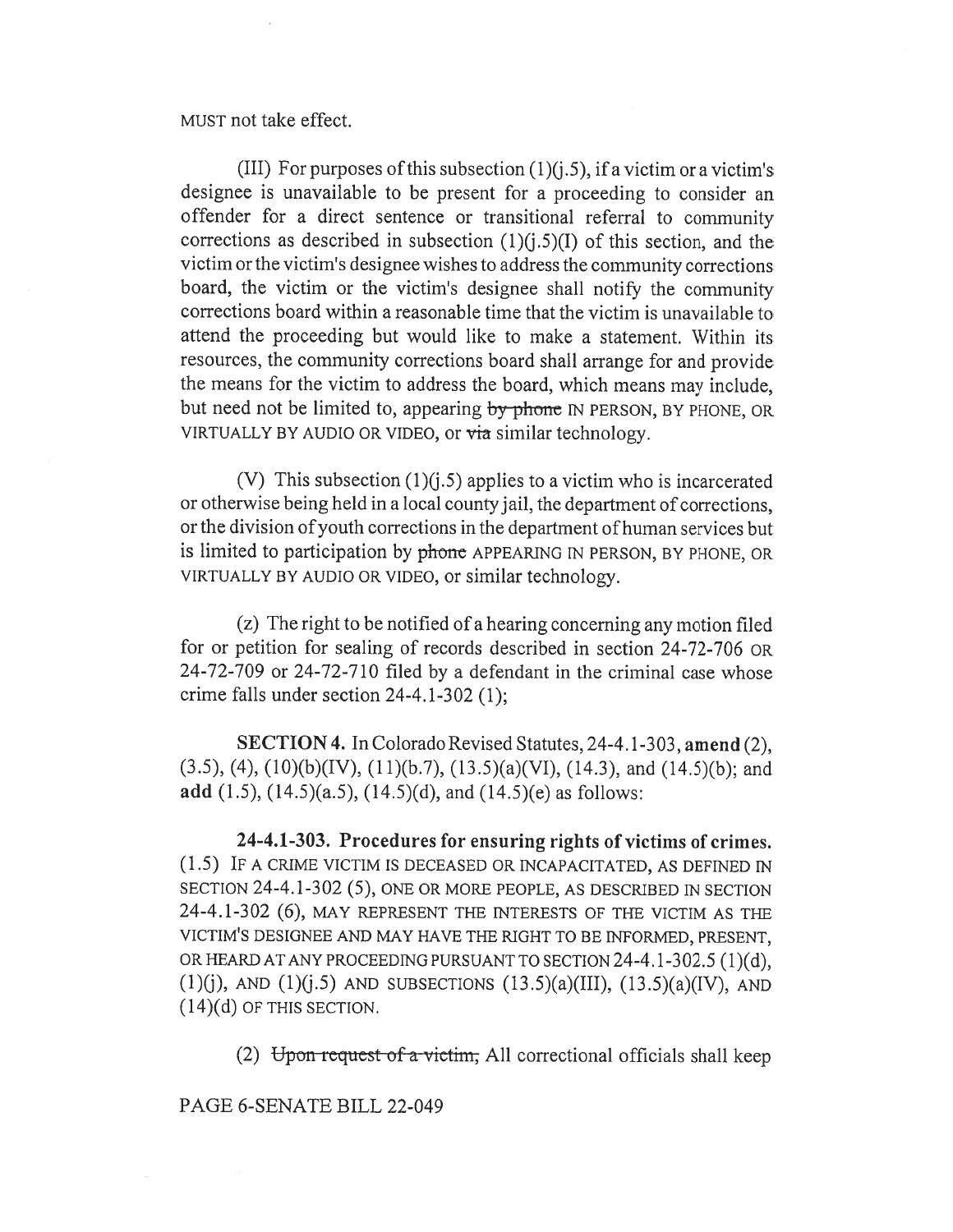MUST not take effect.

(III) For purposes of this subsection (1)(j.5), if a victim or a victim's designee is unavailable to be present for a proceeding to consider an offender for a direct sentence or transitional referral to community corrections as described in subsection (1)(j.5)(I) of this section, and the victim or the victim's designee wishes to address the community corrections board, the victim or the victim's designee shall notify the community corrections board within a reasonable time that the victim is unavailable to attend the proceeding but would like to make a statement. Within its resources, the community corrections board shall arrange for and provide the means for the victim to address the board, which means may include, but need not be limited to, appearing ~~by phone~~ IN PERSON, BY PHONE, OR VIRTUALLY BY AUDIO OR VIDEO, or ~~via~~ similar technology.

(V) This subsection (1)(j.5) applies to a victim who is incarcerated or otherwise being held in a local county jail, the department of corrections, or the division of youth corrections in the department of human services but is limited to participation by ~~phone~~ APPEARING IN PERSON, BY PHONE, OR VIRTUALLY BY AUDIO OR VIDEO, or similar technology.

(z) The right to be notified of a hearing concerning any motion filed for or petition for sealing of records described in section 24-72-706 OR 24-72-709 or 24-72-710 filed by a defendant in the criminal case whose crime falls under section 24-4.1-302 (1);

**SECTION 4.** In Colorado Revised Statutes, 24-4.1-303, **amend** (2), (3.5), (4), (10)(b)(IV), (11)(b.7), (13.5)(a)(VI), (14.3), and (14.5)(b); and **add** (1.5), (14.5)(a.5), (14.5)(d), and (14.5)(e) as follows:

**24-4.1-303. Procedures for ensuring rights of victims of crimes.** (1.5) IF A CRIME VICTIM IS DECEASED OR INCAPACITATED, AS DEFINED IN SECTION 24-4.1-302 (5), ONE OR MORE PEOPLE, AS DESCRIBED IN SECTION 24-4.1-302 (6), MAY REPRESENT THE INTERESTS OF THE VICTIM AS THE VICTIM'S DESIGNEE AND MAY HAVE THE RIGHT TO BE INFORMED, PRESENT, OR HEARD AT ANY PROCEEDING PURSUANT TO SECTION 24-4.1-302.5 (1)(d), (1)(j), AND (1)(j.5) AND SUBSECTIONS (13.5)(a)(III), (13.5)(a)(IV), AND (14)(d) OF THIS SECTION.

(2) ~~Upon request of a victim,~~ All correctional officials shall keep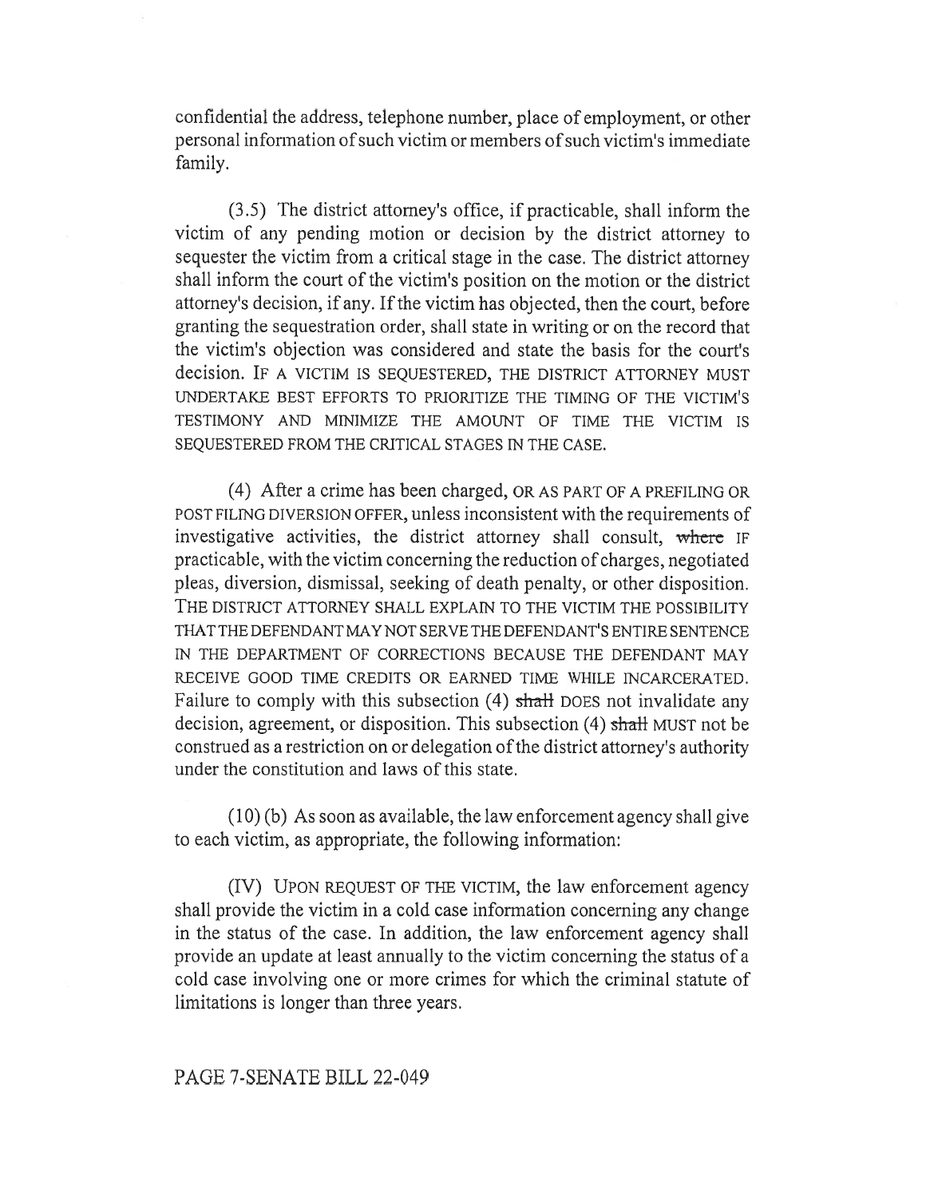confidential the address, telephone number, place of employment, or other personal information of such victim or members of such victim's immediate family.

(3.5) The district attorney's office, if practicable, shall inform the victim of any pending motion or decision by the district attorney to sequester the victim from a critical stage in the case. The district attorney shall inform the court of the victim's position on the motion or the district attorney's decision, if any. If the victim has objected, then the court, before granting the sequestration order, shall state in writing or on the record that the victim's objection was considered and state the basis for the court's decision. IF A VICTIM IS SEQUESTERED, THE DISTRICT ATTORNEY MUST UNDERTAKE BEST EFFORTS TO PRIORITIZE THE TIMING OF THE VICTIM'S TESTIMONY AND MINIMIZE THE AMOUNT OF TIME THE VICTIM IS SEQUESTERED FROM THE CRITICAL STAGES IN THE CASE.

(4) After a crime has been charged, OR AS PART OF A PREFILING OR POST FILING DIVERSION OFFER, unless inconsistent with the requirements of investigative activities, the district attorney shall consult, ~~where~~ IF practicable, with the victim concerning the reduction of charges, negotiated pleas, diversion, dismissal, seeking of death penalty, or other disposition. THE DISTRICT ATTORNEY SHALL EXPLAIN TO THE VICTIM THE POSSIBILITY THAT THE DEFENDANT MAY NOT SERVE THE DEFENDANT'S ENTIRE SENTENCE IN THE DEPARTMENT OF CORRECTIONS BECAUSE THE DEFENDANT MAY RECEIVE GOOD TIME CREDITS OR EARNED TIME WHILE INCARCERATED. Failure to comply with this subsection (4) ~~shall~~ DOES not invalidate any decision, agreement, or disposition. This subsection (4) ~~shall~~ MUST not be construed as a restriction on or delegation of the district attorney's authority under the constitution and laws of this state.

(10) (b) As soon as available, the law enforcement agency shall give to each victim, as appropriate, the following information:

(IV) UPON REQUEST OF THE VICTIM, the law enforcement agency shall provide the victim in a cold case information concerning any change in the status of the case. In addition, the law enforcement agency shall provide an update at least annually to the victim concerning the status of a cold case involving one or more crimes for which the criminal statute of limitations is longer than three years.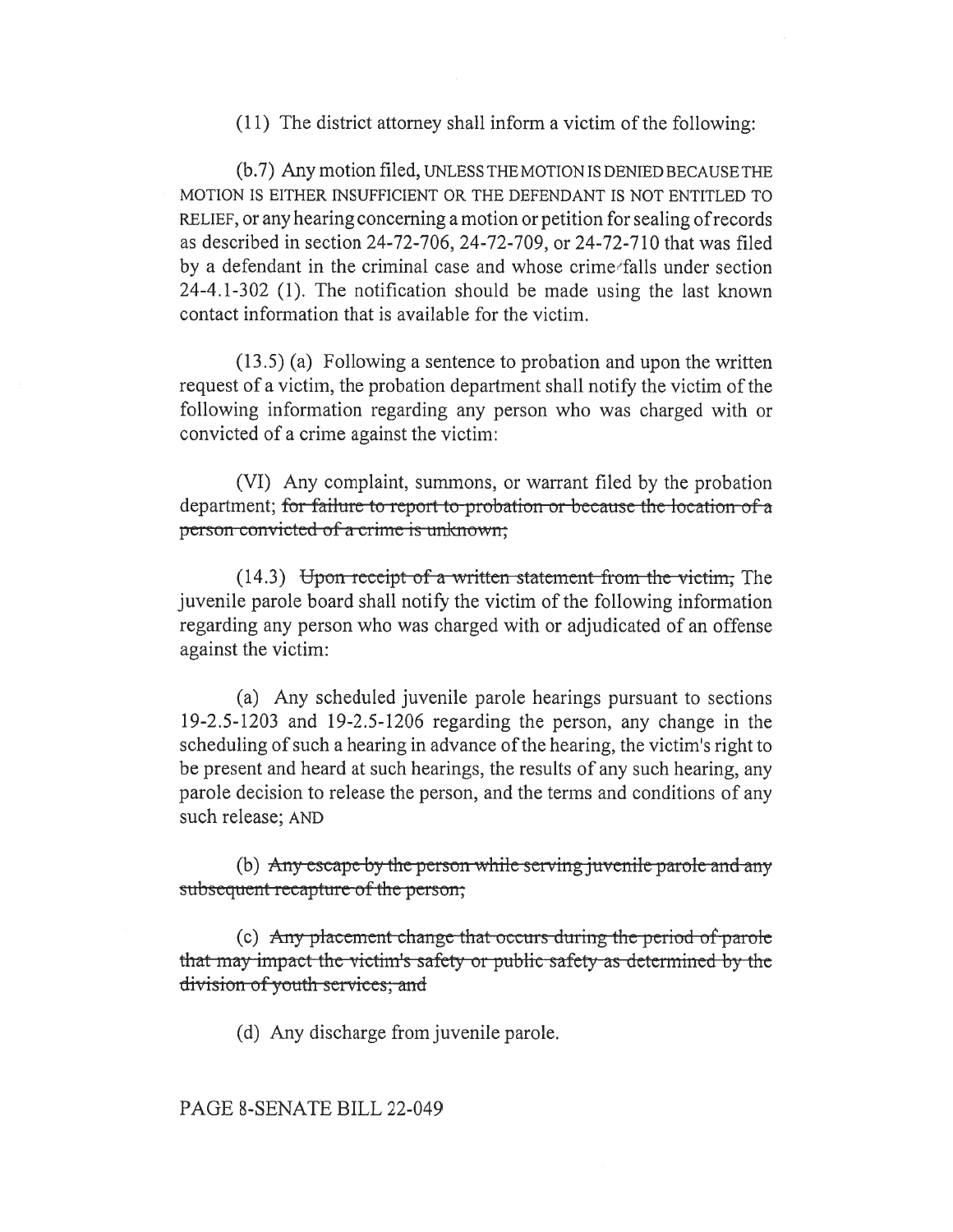(11) The district attorney shall inform a victim of the following:

(b.7) Any motion filed, UNLESS THE MOTION IS DENIED BECAUSE THE MOTION IS EITHER INSUFFICIENT OR THE DEFENDANT IS NOT ENTITLED TO RELIEF, or any hearing concerning a motion or petition for sealing of records as described in section 24-72-706, 24-72-709, or 24-72-710 that was filed by a defendant in the criminal case and whose crime falls under section 24-4.1-302 (1). The notification should be made using the last known contact information that is available for the victim.

(13.5) (a) Following a sentence to probation and upon the written request of a victim, the probation department shall notify the victim of the following information regarding any person who was charged with or convicted of a crime against the victim:

(VI) Any complaint, summons, or warrant filed by the probation department; ~~for failure to report to probation or because the location of a person convicted of a crime is unknown;~~

(14.3) ~~Upon receipt of a written statement from the victim,~~ The juvenile parole board shall notify the victim of the following information regarding any person who was charged with or adjudicated of an offense against the victim:

(a) Any scheduled juvenile parole hearings pursuant to sections 19-2.5-1203 and 19-2.5-1206 regarding the person, any change in the scheduling of such a hearing in advance of the hearing, the victim's right to be present and heard at such hearings, the results of any such hearing, any parole decision to release the person, and the terms and conditions of any such release; AND

(b) ~~Any escape by the person while serving juvenile parole and any subsequent recapture of the person;~~

(c) ~~Any placement change that occurs during the period of parole that may impact the victim's safety or public safety as determined by the division of youth services; and~~

(d) Any discharge from juvenile parole.

PAGE 8-SENATE BILL 22-049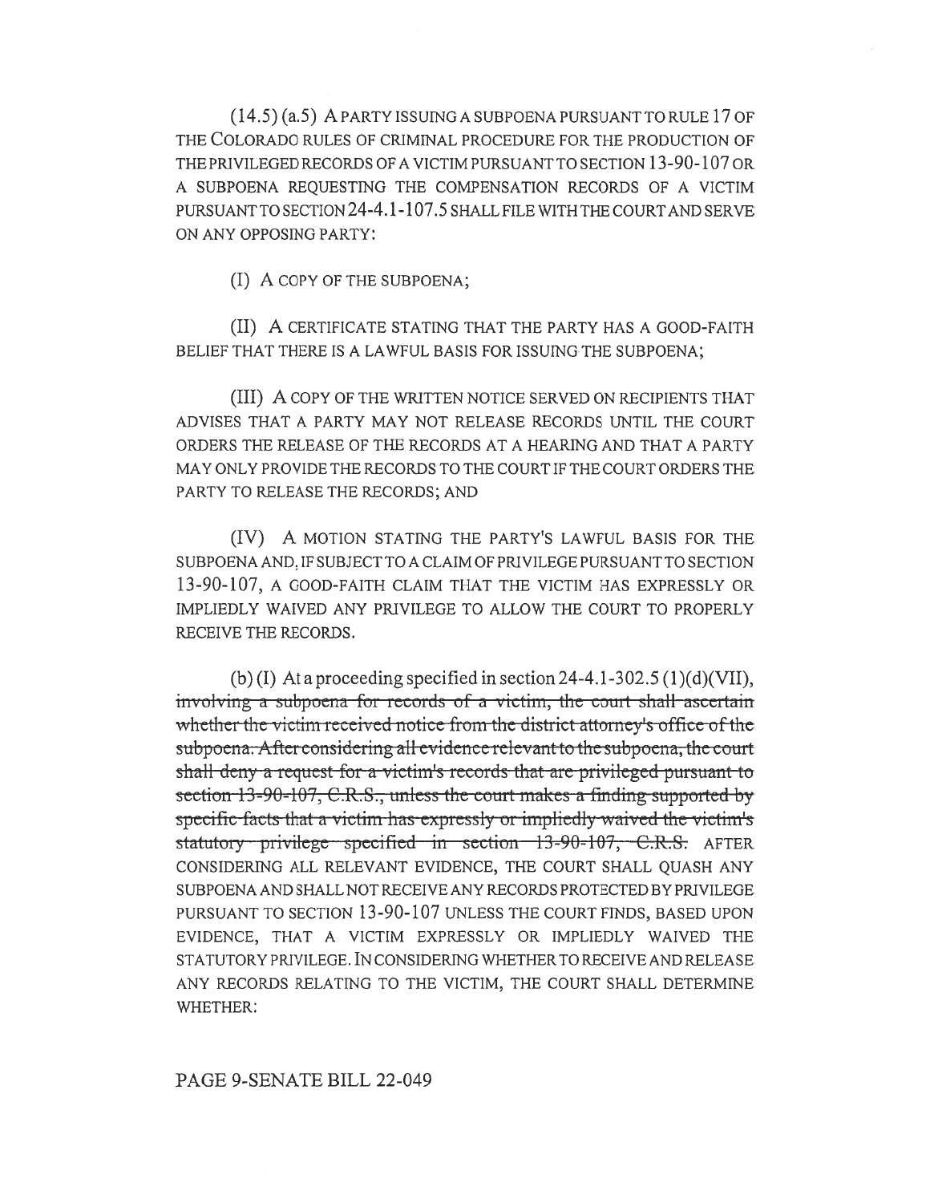(14.5) (a.5) A PARTY ISSUING A SUBPOENA PURSUANT TO RULE 17 OF THE COLORADO RULES OF CRIMINAL PROCEDURE FOR THE PRODUCTION OF THE PRIVILEGED RECORDS OF A VICTIM PURSUANT TO SECTION 13-90-107 OR A SUBPOENA REQUESTING THE COMPENSATION RECORDS OF A VICTIM PURSUANT TO SECTION 24-4.1-107.5 SHALL FILE WITH THE COURT AND SERVE ON ANY OPPOSING PARTY:

(I) A COPY OF THE SUBPOENA;

(II) A CERTIFICATE STATING THAT THE PARTY HAS A GOOD-FAITH BELIEF THAT THERE IS A LAWFUL BASIS FOR ISSUING THE SUBPOENA;

(III) A COPY OF THE WRITTEN NOTICE SERVED ON RECIPIENTS THAT ADVISES THAT A PARTY MAY NOT RELEASE RECORDS UNTIL THE COURT ORDERS THE RELEASE OF THE RECORDS AT A HEARING AND THAT A PARTY MAY ONLY PROVIDE THE RECORDS TO THE COURT IF THE COURT ORDERS THE PARTY TO RELEASE THE RECORDS; AND

(IV) A MOTION STATING THE PARTY'S LAWFUL BASIS FOR THE SUBPOENA AND, IF SUBJECT TO A CLAIM OF PRIVILEGE PURSUANT TO SECTION 13-90-107, A GOOD-FAITH CLAIM THAT THE VICTIM HAS EXPRESSLY OR IMPLIEDLY WAIVED ANY PRIVILEGE TO ALLOW THE COURT TO PROPERLY RECEIVE THE RECORDS.

(b) (I) At a proceeding specified in section 24-4.1-302.5 (1)(d)(VII), ~~involving a subpoena for records of a victim, the court shall ascertain whether the victim received notice from the district attorney's office of the subpoena. After considering all evidence relevant to the subpoena, the court shall deny a request for a victim's records that are privileged pursuant to section 13-90-107, C.R.S., unless the court makes a finding supported by specific facts that a victim has expressly or impliedly waived the victim's statutory privilege specified in section 13-90-107, C.R.S.~~ AFTER CONSIDERING ALL RELEVANT EVIDENCE, THE COURT SHALL QUASH ANY SUBPOENA AND SHALL NOT RECEIVE ANY RECORDS PROTECTED BY PRIVILEGE PURSUANT TO SECTION 13-90-107 UNLESS THE COURT FINDS, BASED UPON EVIDENCE, THAT A VICTIM EXPRESSLY OR IMPLIEDLY WAIVED THE STATUTORY PRIVILEGE. IN CONSIDERING WHETHER TO RECEIVE AND RELEASE ANY RECORDS RELATING TO THE VICTIM, THE COURT SHALL DETERMINE WHETHER:

PAGE 9-SENATE BILL 22-049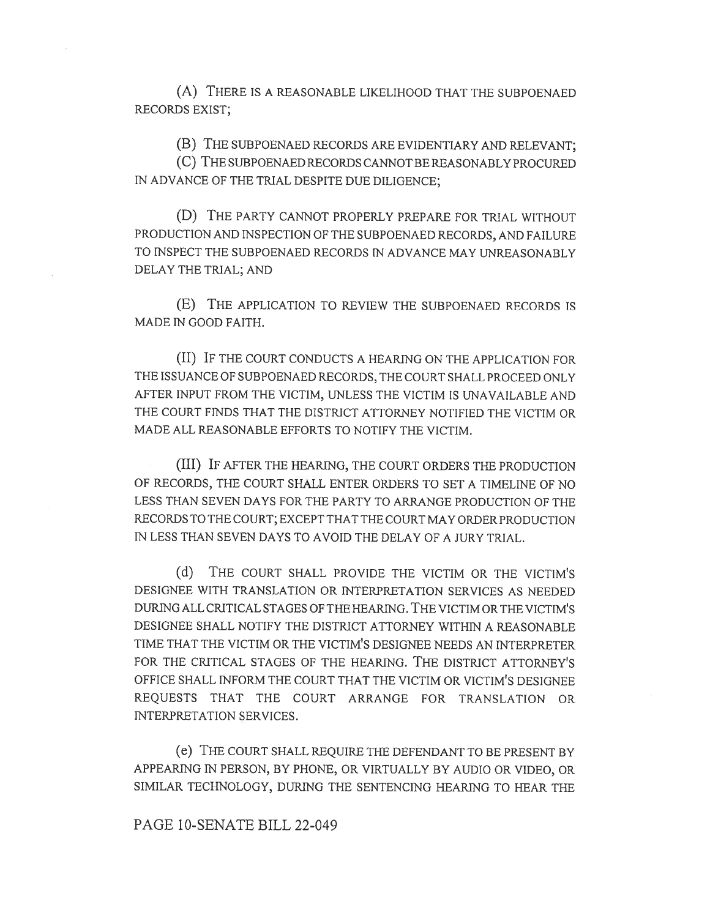(A) THERE IS A REASONABLE LIKELIHOOD THAT THE SUBPOENAED RECORDS EXIST;

(B) THE SUBPOENAED RECORDS ARE EVIDENTIARY AND RELEVANT;

(C) THE SUBPOENAED RECORDS CANNOT BE REASONABLY PROCURED IN ADVANCE OF THE TRIAL DESPITE DUE DILIGENCE;

(D) THE PARTY CANNOT PROPERLY PREPARE FOR TRIAL WITHOUT PRODUCTION AND INSPECTION OF THE SUBPOENAED RECORDS, AND FAILURE TO INSPECT THE SUBPOENAED RECORDS IN ADVANCE MAY UNREASONABLY DELAY THE TRIAL; AND

(E) THE APPLICATION TO REVIEW THE SUBPOENAED RECORDS IS MADE IN GOOD FAITH.

(II) IF THE COURT CONDUCTS A HEARING ON THE APPLICATION FOR THE ISSUANCE OF SUBPOENAED RECORDS, THE COURT SHALL PROCEED ONLY AFTER INPUT FROM THE VICTIM, UNLESS THE VICTIM IS UNAVAILABLE AND THE COURT FINDS THAT THE DISTRICT ATTORNEY NOTIFIED THE VICTIM OR MADE ALL REASONABLE EFFORTS TO NOTIFY THE VICTIM.

(III) IF AFTER THE HEARING, THE COURT ORDERS THE PRODUCTION OF RECORDS, THE COURT SHALL ENTER ORDERS TO SET A TIMELINE OF NO LESS THAN SEVEN DAYS FOR THE PARTY TO ARRANGE PRODUCTION OF THE RECORDS TO THE COURT; EXCEPT THAT THE COURT MAY ORDER PRODUCTION IN LESS THAN SEVEN DAYS TO AVOID THE DELAY OF A JURY TRIAL.

(d) THE COURT SHALL PROVIDE THE VICTIM OR THE VICTIM'S DESIGNEE WITH TRANSLATION OR INTERPRETATION SERVICES AS NEEDED DURING ALL CRITICAL STAGES OF THE HEARING. THE VICTIM OR THE VICTIM'S DESIGNEE SHALL NOTIFY THE DISTRICT ATTORNEY WITHIN A REASONABLE TIME THAT THE VICTIM OR THE VICTIM'S DESIGNEE NEEDS AN INTERPRETER FOR THE CRITICAL STAGES OF THE HEARING. THE DISTRICT ATTORNEY'S OFFICE SHALL INFORM THE COURT THAT THE VICTIM OR VICTIM'S DESIGNEE REQUESTS THAT THE COURT ARRANGE FOR TRANSLATION OR INTERPRETATION SERVICES.

(e) THE COURT SHALL REQUIRE THE DEFENDANT TO BE PRESENT BY APPEARING IN PERSON, BY PHONE, OR VIRTUALLY BY AUDIO OR VIDEO, OR SIMILAR TECHNOLOGY, DURING THE SENTENCING HEARING TO HEAR THE

PAGE 10-SENATE BILL 22-049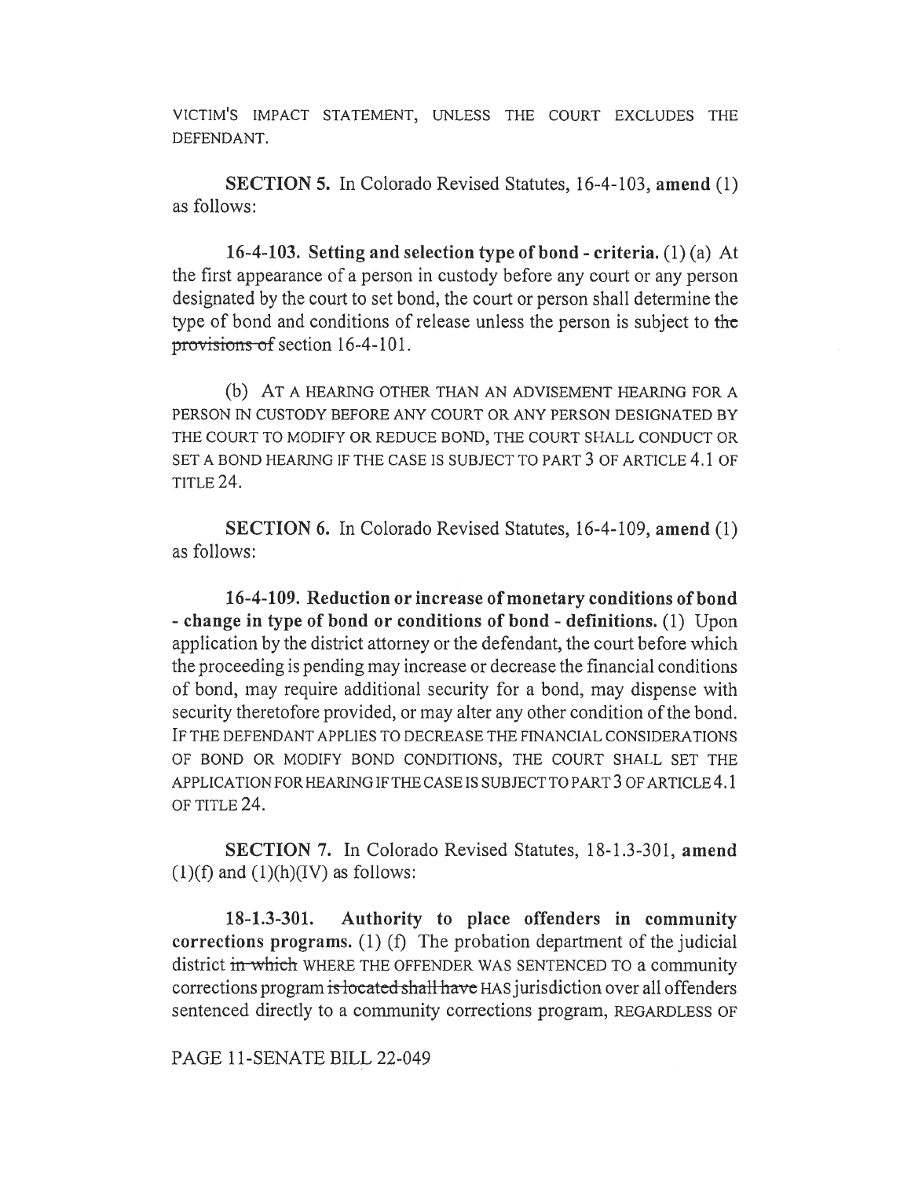VICTIM'S IMPACT STATEMENT, UNLESS THE COURT EXCLUDES THE DEFENDANT.

**SECTION 5.** In Colorado Revised Statutes, 16-4-103, **amend** (1) as follows:

**16-4-103. Setting and selection type of bond - criteria.** (1) (a) At the first appearance of a person in custody before any court or any person designated by the court to set bond, the court or person shall determine the type of bond and conditions of release unless the person is subject to ~~the provisions of~~ section 16-4-101.

(b) AT A HEARING OTHER THAN AN ADVISEMENT HEARING FOR A PERSON IN CUSTODY BEFORE ANY COURT OR ANY PERSON DESIGNATED BY THE COURT TO MODIFY OR REDUCE BOND, THE COURT SHALL CONDUCT OR SET A BOND HEARING IF THE CASE IS SUBJECT TO PART 3 OF ARTICLE 4.1 OF TITLE 24.

**SECTION 6.** In Colorado Revised Statutes, 16-4-109, **amend** (1) as follows:

**16-4-109. Reduction or increase of monetary conditions of bond - change in type of bond or conditions of bond - definitions.** (1) Upon application by the district attorney or the defendant, the court before which the proceeding is pending may increase or decrease the financial conditions of bond, may require additional security for a bond, may dispense with security theretofore provided, or may alter any other condition of the bond. IF THE DEFENDANT APPLIES TO DECREASE THE FINANCIAL CONSIDERATIONS OF BOND OR MODIFY BOND CONDITIONS, THE COURT SHALL SET THE APPLICATION FOR HEARING IF THE CASE IS SUBJECT TO PART 3 OF ARTICLE 4.1 OF TITLE 24.

**SECTION 7.** In Colorado Revised Statutes, 18-1.3-301, **amend** (1)(f) and (1)(h)(IV) as follows:

**18-1.3-301. Authority to place offenders in community corrections programs.** (1) (f) The probation department of the judicial district ~~in which~~ WHERE THE OFFENDER WAS SENTENCED TO a community corrections program ~~is located shall have~~ HAS jurisdiction over all offenders sentenced directly to a community corrections program, REGARDLESS OF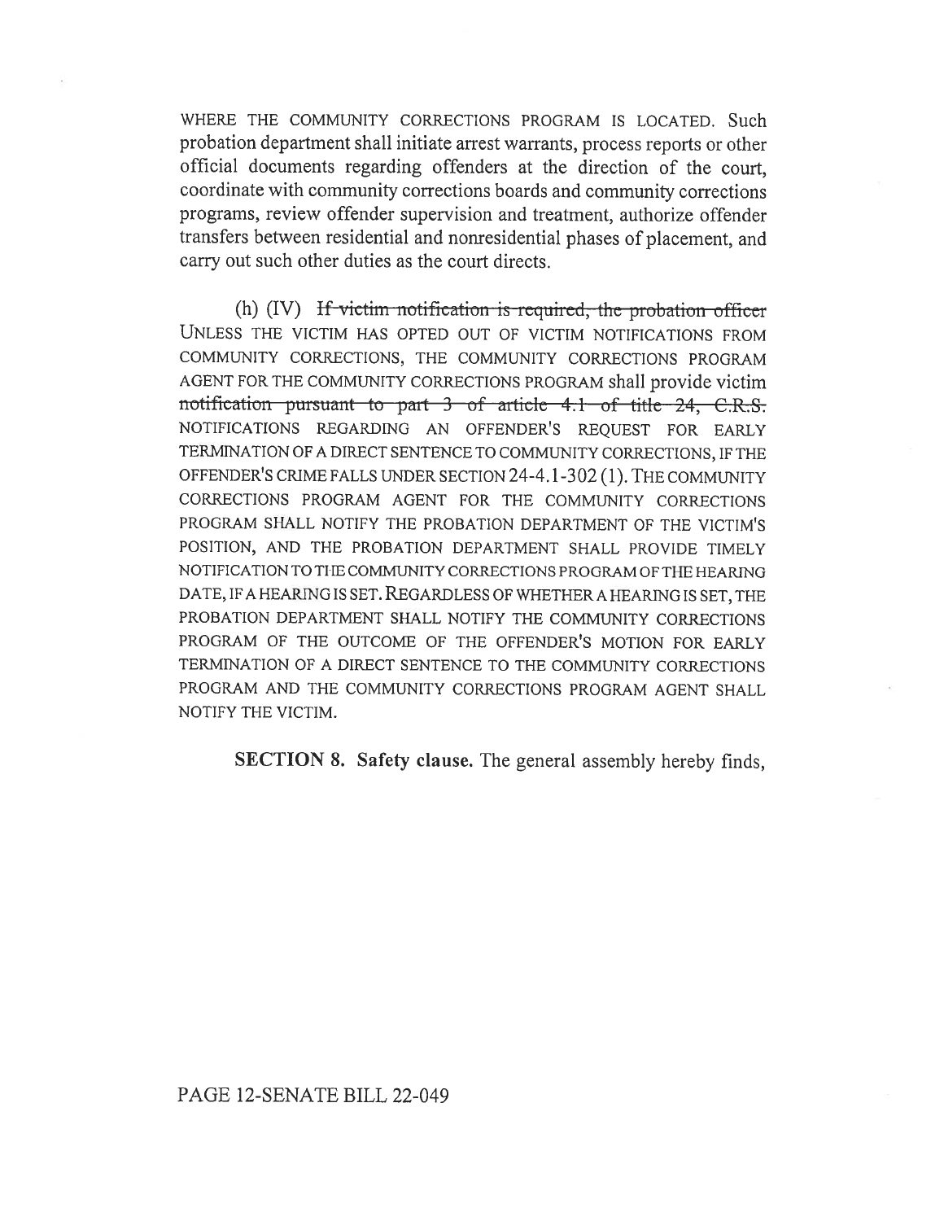WHERE THE COMMUNITY CORRECTIONS PROGRAM IS LOCATED. Such probation department shall initiate arrest warrants, process reports or other official documents regarding offenders at the direction of the court, coordinate with community corrections boards and community corrections programs, review offender supervision and treatment, authorize offender transfers between residential and nonresidential phases of placement, and carry out such other duties as the court directs.

(h) (IV) ~~If victim notification is required, the probation officer~~ UNLESS THE VICTIM HAS OPTED OUT OF VICTIM NOTIFICATIONS FROM COMMUNITY CORRECTIONS, THE COMMUNITY CORRECTIONS PROGRAM AGENT FOR THE COMMUNITY CORRECTIONS PROGRAM shall provide victim ~~notification pursuant to part 3 of article 4.1 of title 24, C.R.S.~~ NOTIFICATIONS REGARDING AN OFFENDER'S REQUEST FOR EARLY TERMINATION OF A DIRECT SENTENCE TO COMMUNITY CORRECTIONS, IF THE OFFENDER'S CRIME FALLS UNDER SECTION 24-4.1-302 (1). THE COMMUNITY CORRECTIONS PROGRAM AGENT FOR THE COMMUNITY CORRECTIONS PROGRAM SHALL NOTIFY THE PROBATION DEPARTMENT OF THE VICTIM'S POSITION, AND THE PROBATION DEPARTMENT SHALL PROVIDE TIMELY NOTIFICATION TO THE COMMUNITY CORRECTIONS PROGRAM OF THE HEARING DATE, IF A HEARING IS SET. REGARDLESS OF WHETHER A HEARING IS SET, THE PROBATION DEPARTMENT SHALL NOTIFY THE COMMUNITY CORRECTIONS PROGRAM OF THE OUTCOME OF THE OFFENDER'S MOTION FOR EARLY TERMINATION OF A DIRECT SENTENCE TO THE COMMUNITY CORRECTIONS PROGRAM AND THE COMMUNITY CORRECTIONS PROGRAM AGENT SHALL NOTIFY THE VICTIM.

**SECTION 8. Safety clause.** The general assembly hereby finds,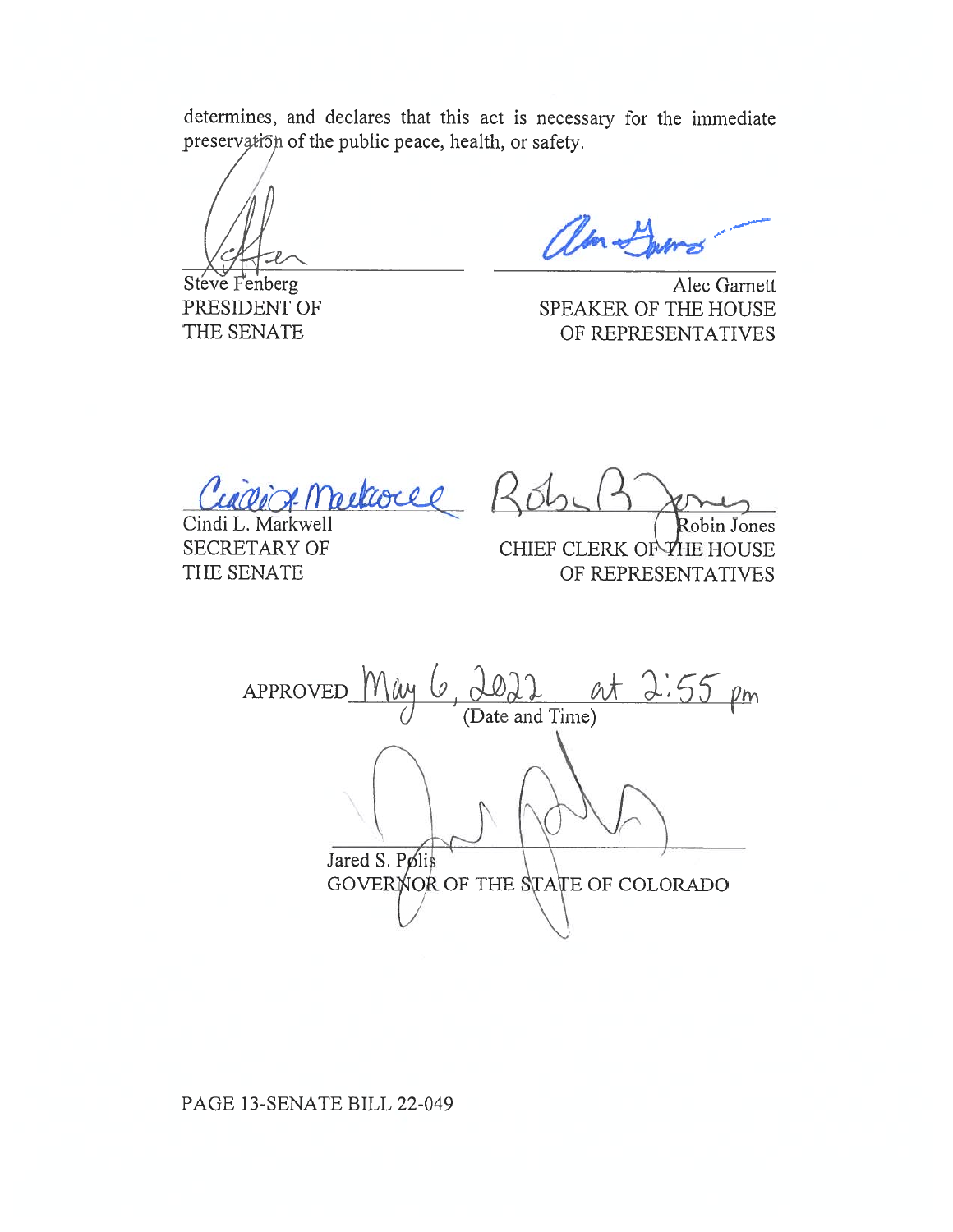determines, and declares that this act is necessary for the immediate preservation of the public peace, health, or safety.

Steve Fenberg
PRESIDENT OF
THE SENATE

Alec Garnett
SPEAKER OF THE HOUSE
OF REPRESENTATIVES

Cindi L. Markwell
SECRETARY OF
THE SENATE

Robin Jones
CHIEF CLERK OF THE HOUSE
OF REPRESENTATIVES

APPROVED May 6, 2022 at 2:55 pm
(Date and Time)

Jared S. Polis
GOVERNOR OF THE STATE OF COLORADO

PAGE 13-SENATE BILL 22-049